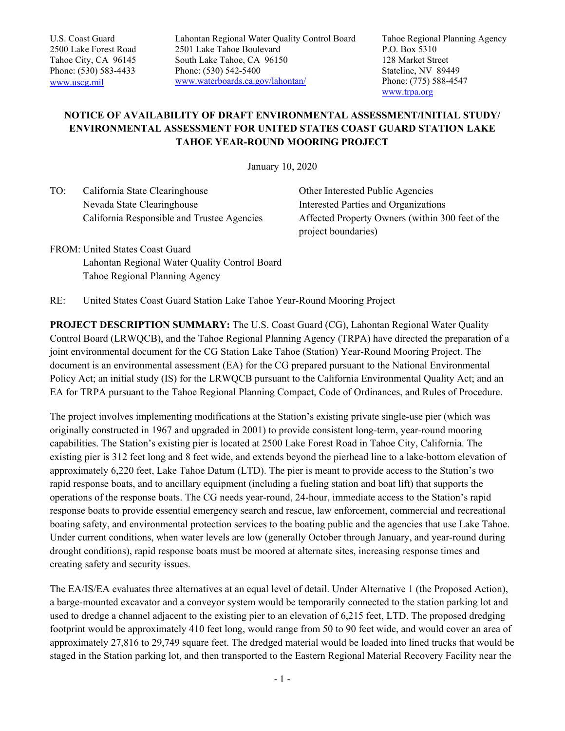U.S. Coast Guard
2500 Lake Forest Road
Tahoe City, CA 96145
Phone: (530) 583-4433
www.uscg.mil

Lahontan Regional Water Quality Control Board
2501 Lake Tahoe Boulevard
South Lake Tahoe, CA 96150
Phone: (530) 542-5400
www.waterboards.ca.gov/lahontan/

Tahoe Regional Planning Agency
P.O. Box 5310
128 Market Street
Stateline, NV 89449
Phone: (775) 588-4547
www.trpa.org

## NOTICE OF AVAILABILITY OF DRAFT ENVIRONMENTAL ASSESSMENT/INITIAL STUDY/ ENVIRONMENTAL ASSESSMENT FOR UNITED STATES COAST GUARD STATION LAKE TAHOE YEAR-ROUND MOORING PROJECT

January 10, 2020

TO: California State Clearinghouse
Nevada State Clearinghouse
California Responsible and Trustee Agencies
Other Interested Public Agencies
Interested Parties and Organizations
Affected Property Owners (within 300 feet of the project boundaries)

FROM: United States Coast Guard
Lahontan Regional Water Quality Control Board
Tahoe Regional Planning Agency

RE: United States Coast Guard Station Lake Tahoe Year-Round Mooring Project

**PROJECT DESCRIPTION SUMMARY:** The U.S. Coast Guard (CG), Lahontan Regional Water Quality Control Board (LRWQCB), and the Tahoe Regional Planning Agency (TRPA) have directed the preparation of a joint environmental document for the CG Station Lake Tahoe (Station) Year-Round Mooring Project. The document is an environmental assessment (EA) for the CG prepared pursuant to the National Environmental Policy Act; an initial study (IS) for the LRWQCB pursuant to the California Environmental Quality Act; and an EA for TRPA pursuant to the Tahoe Regional Planning Compact, Code of Ordinances, and Rules of Procedure.

The project involves implementing modifications at the Station's existing private single-use pier (which was originally constructed in 1967 and upgraded in 2001) to provide consistent long-term, year-round mooring capabilities. The Station's existing pier is located at 2500 Lake Forest Road in Tahoe City, California. The existing pier is 312 feet long and 8 feet wide, and extends beyond the pierhead line to a lake-bottom elevation of approximately 6,220 feet, Lake Tahoe Datum (LTD). The pier is meant to provide access to the Station's two rapid response boats, and to ancillary equipment (including a fueling station and boat lift) that supports the operations of the response boats. The CG needs year-round, 24-hour, immediate access to the Station's rapid response boats to provide essential emergency search and rescue, law enforcement, commercial and recreational boating safety, and environmental protection services to the boating public and the agencies that use Lake Tahoe. Under current conditions, when water levels are low (generally October through January, and year-round during drought conditions), rapid response boats must be moored at alternate sites, increasing response times and creating safety and security issues.

The EA/IS/EA evaluates three alternatives at an equal level of detail. Under Alternative 1 (the Proposed Action), a barge-mounted excavator and a conveyor system would be temporarily connected to the station parking lot and used to dredge a channel adjacent to the existing pier to an elevation of 6,215 feet, LTD. The proposed dredging footprint would be approximately 410 feet long, would range from 50 to 90 feet wide, and would cover an area of approximately 27,816 to 29,749 square feet. The dredged material would be loaded into lined trucks that would be staged in the Station parking lot, and then transported to the Eastern Regional Material Recovery Facility near the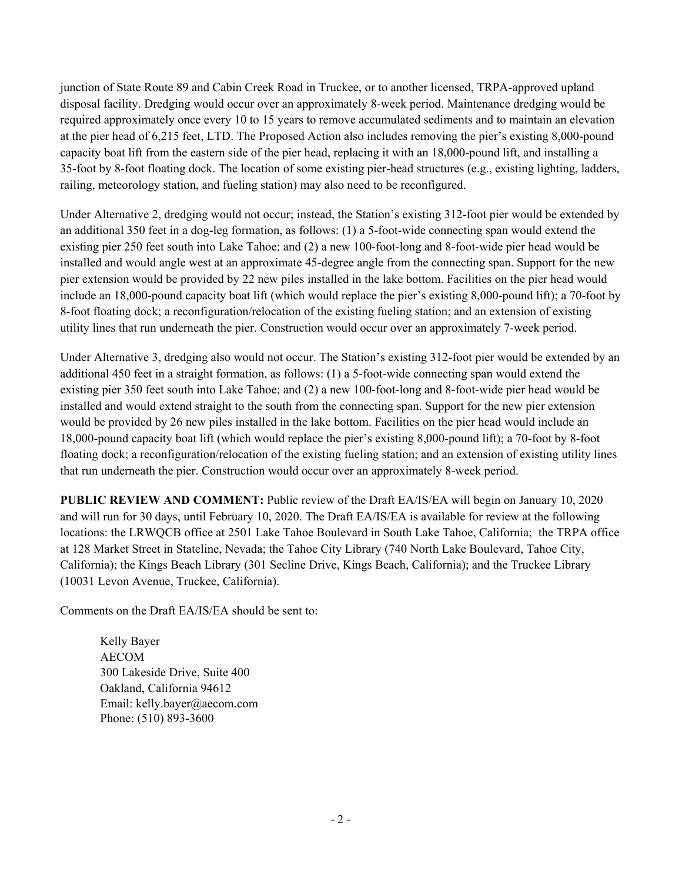junction of State Route 89 and Cabin Creek Road in Truckee, or to another licensed, TRPA-approved upland disposal facility. Dredging would occur over an approximately 8-week period. Maintenance dredging would be required approximately once every 10 to 15 years to remove accumulated sediments and to maintain an elevation at the pier head of 6,215 feet, LTD. The Proposed Action also includes removing the pier's existing 8,000-pound capacity boat lift from the eastern side of the pier head, replacing it with an 18,000-pound lift, and installing a 35-foot by 8-foot floating dock. The location of some existing pier-head structures (e.g., existing lighting, ladders, railing, meteorology station, and fueling station) may also need to be reconfigured.

Under Alternative 2, dredging would not occur; instead, the Station's existing 312-foot pier would be extended by an additional 350 feet in a dog-leg formation, as follows: (1) a 5-foot-wide connecting span would extend the existing pier 250 feet south into Lake Tahoe; and (2) a new 100-foot-long and 8-foot-wide pier head would be installed and would angle west at an approximate 45-degree angle from the connecting span. Support for the new pier extension would be provided by 22 new piles installed in the lake bottom. Facilities on the pier head would include an 18,000-pound capacity boat lift (which would replace the pier's existing 8,000-pound lift); a 70-foot by 8-foot floating dock; a reconfiguration/relocation of the existing fueling station; and an extension of existing utility lines that run underneath the pier. Construction would occur over an approximately 7-week period.

Under Alternative 3, dredging also would not occur. The Station's existing 312-foot pier would be extended by an additional 450 feet in a straight formation, as follows: (1) a 5-foot-wide connecting span would extend the existing pier 350 feet south into Lake Tahoe; and (2) a new 100-foot-long and 8-foot-wide pier head would be installed and would extend straight to the south from the connecting span. Support for the new pier extension would be provided by 26 new piles installed in the lake bottom. Facilities on the pier head would include an 18,000-pound capacity boat lift (which would replace the pier's existing 8,000-pound lift); a 70-foot by 8-foot floating dock; a reconfiguration/relocation of the existing fueling station; and an extension of existing utility lines that run underneath the pier. Construction would occur over an approximately 8-week period.

**PUBLIC REVIEW AND COMMENT:** Public review of the Draft EA/IS/EA will begin on January 10, 2020 and will run for 30 days, until February 10, 2020. The Draft EA/IS/EA is available for review at the following locations: the LRWQCB office at 2501 Lake Tahoe Boulevard in South Lake Tahoe, California; the TRPA office at 128 Market Street in Stateline, Nevada; the Tahoe City Library (740 North Lake Boulevard, Tahoe City, California); the Kings Beach Library (301 Secline Drive, Kings Beach, California); and the Truckee Library (10031 Levon Avenue, Truckee, California).

Comments on the Draft EA/IS/EA should be sent to:

Kelly Bayer
AECOM
300 Lakeside Drive, Suite 400
Oakland, California 94612
Email: kelly.bayer@aecom.com
Phone: (510) 893-3600